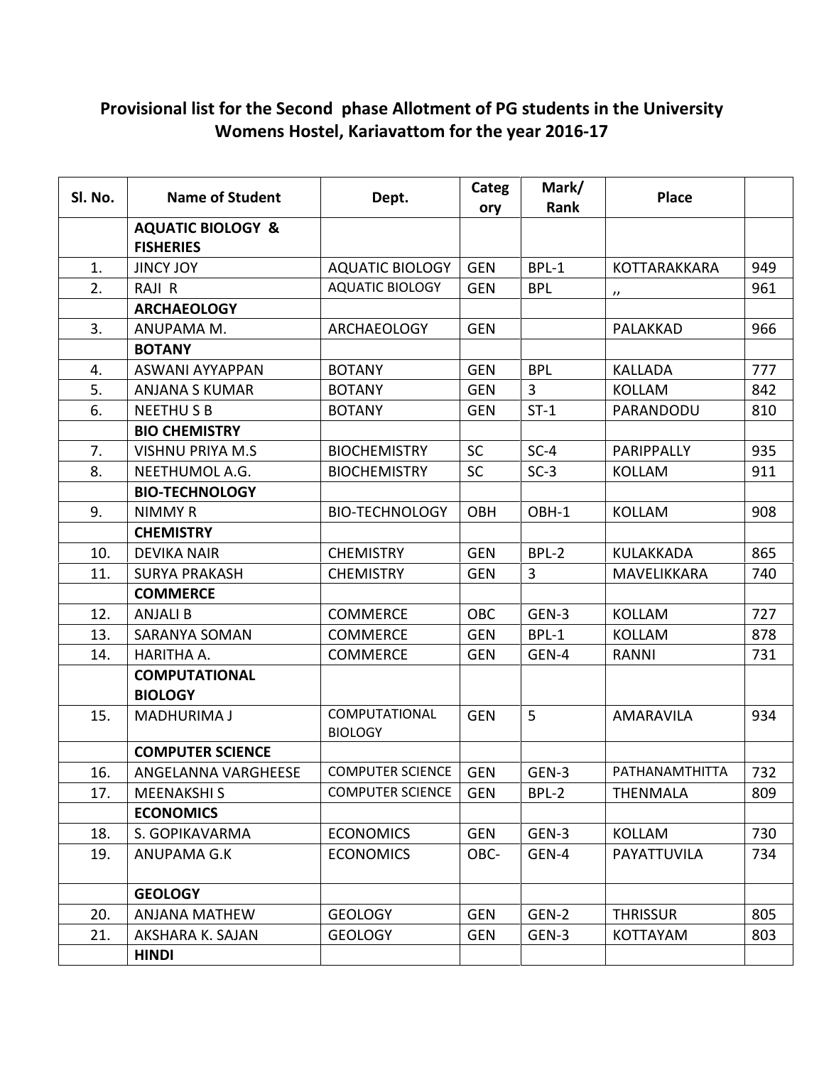# Provisional list for the Second phase Allotment of PG students in the University Womens Hostel, Kariavattom for the year 2016-17

| Sl. No. | Name of Student | Dept. | Category | Mark/ Rank | Place | |
|---|---|---|---|---|---|---|
| | **AQUATIC BIOLOGY & FISHERIES** | | | | | |
| 1. | JINCY JOY | AQUATIC BIOLOGY | GEN | BPL-1 | KOTTARAKKARA | 949 |
| 2. | RAJI R | AQUATIC BIOLOGY | GEN | BPL | ,, | 961 |
| | **ARCHAEOLOGY** | | | | | |
| 3. | ANUPAMA M. | ARCHAEOLOGY | GEN | | PALAKKAD | 966 |
| | **BOTANY** | | | | | |
| 4. | ASWANI AYYAPPAN | BOTANY | GEN | BPL | KALLADA | 777 |
| 5. | ANJANA S KUMAR | BOTANY | GEN | 3 | KOLLAM | 842 |
| 6. | NEETHU S B | BOTANY | GEN | ST-1 | PARANDODU | 810 |
| | **BIO CHEMISTRY** | | | | | |
| 7. | VISHNU PRIYA M.S | BIOCHEMISTRY | SC | SC-4 | PARIPPALLY | 935 |
| 8. | NEETHUMOL A.G. | BIOCHEMISTRY | SC | SC-3 | KOLLAM | 911 |
| | **BIO-TECHNOLOGY** | | | | | |
| 9. | NIMMY R | BIO-TECHNOLOGY | OBH | OBH-1 | KOLLAM | 908 |
| | **CHEMISTRY** | | | | | |
| 10. | DEVIKA NAIR | CHEMISTRY | GEN | BPL-2 | KULAKKADA | 865 |
| 11. | SURYA PRAKASH | CHEMISTRY | GEN | 3 | MAVELIKKARA | 740 |
| | **COMMERCE** | | | | | |
| 12. | ANJALI B | COMMERCE | OBC | GEN-3 | KOLLAM | 727 |
| 13. | SARANYA SOMAN | COMMERCE | GEN | BPL-1 | KOLLAM | 878 |
| 14. | HARITHA A. | COMMERCE | GEN | GEN-4 | RANNI | 731 |
| | **COMPUTATIONAL BIOLOGY** | | | | | |
| 15. | MADHURIMA J | COMPUTATIONAL BIOLOGY | GEN | 5 | AMARAVILA | 934 |
| | **COMPUTER SCIENCE** | | | | | |
| 16. | ANGELANNA VARGHEESE | COMPUTER SCIENCE | GEN | GEN-3 | PATHANAMTHITTA | 732 |
| 17. | MEENAKSHI S | COMPUTER SCIENCE | GEN | BPL-2 | THENMALA | 809 |
| | **ECONOMICS** | | | | | |
| 18. | S. GOPIKAVARMA | ECONOMICS | GEN | GEN-3 | KOLLAM | 730 |
| 19. | ANUPAMA G.K | ECONOMICS | OBC- | GEN-4 | PAYATTUVILA | 734 |
| | **GEOLOGY** | | | | | |
| 20. | ANJANA MATHEW | GEOLOGY | GEN | GEN-2 | THRISSUR | 805 |
| 21. | AKSHARA K. SAJAN | GEOLOGY | GEN | GEN-3 | KOTTAYAM | 803 |
| | **HINDI** | | | | | |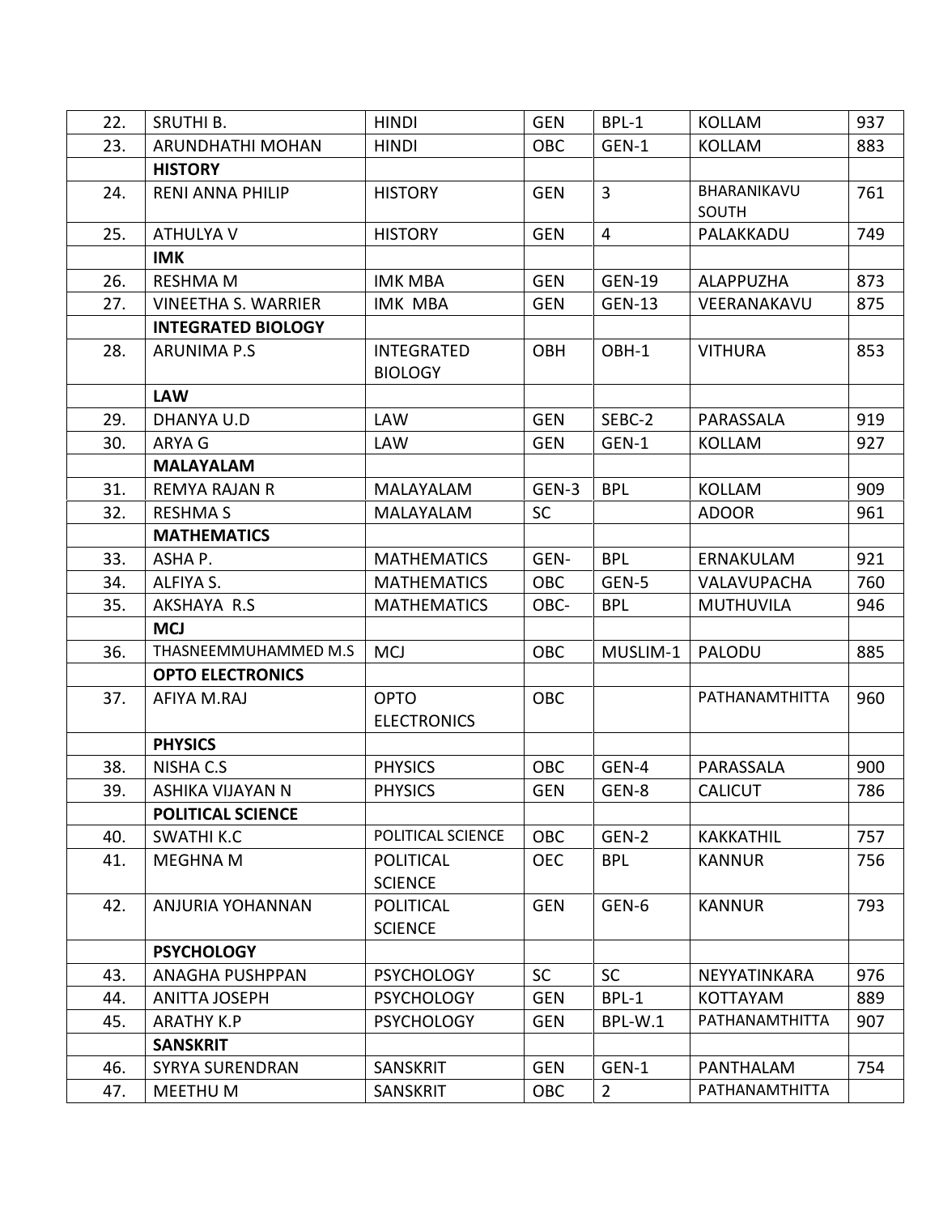| | | | | | | |
|---|---|---|---|---|---|---|
| 22. | SRUTHI B. | HINDI | GEN | BPL-1 | KOLLAM | 937 |
| 23. | ARUNDHATHI MOHAN | HINDI | OBC | GEN-1 | KOLLAM | 883 |
| | **HISTORY** | | | | | |
| 24. | RENI ANNA PHILIP | HISTORY | GEN | 3 | BHARANIKAVU SOUTH | 761 |
| 25. | ATHULYA V | HISTORY | GEN | 4 | PALAKKADU | 749 |
| | **IMK** | | | | | |
| 26. | RESHMA M | IMK MBA | GEN | GEN-19 | ALAPPUZHA | 873 |
| 27. | VINEETHA S. WARRIER | IMK MBA | GEN | GEN-13 | VEERANAKAVU | 875 |
| | **INTEGRATED BIOLOGY** | | | | | |
| 28. | ARUNIMA P.S | INTEGRATED BIOLOGY | OBH | OBH-1 | VITHURA | 853 |
| | **LAW** | | | | | |
| 29. | DHANYA U.D | LAW | GEN | SEBC-2 | PARASSALA | 919 |
| 30. | ARYA G | LAW | GEN | GEN-1 | KOLLAM | 927 |
| | **MALAYALAM** | | | | | |
| 31. | REMYA RAJAN R | MALAYALAM | GEN-3 | BPL | KOLLAM | 909 |
| 32. | RESHMA S | MALAYALAM | SC | | ADOOR | 961 |
| | **MATHEMATICS** | | | | | |
| 33. | ASHA P. | MATHEMATICS | GEN- | BPL | ERNAKULAM | 921 |
| 34. | ALFIYA S. | MATHEMATICS | OBC | GEN-5 | VALAVUPACHA | 760 |
| 35. | AKSHAYA R.S | MATHEMATICS | OBC- | BPL | MUTHUVILA | 946 |
| | **MCJ** | | | | | |
| 36. | THASNEEMMUHAMMED M.S | MCJ | OBC | MUSLIM-1 | PALODU | 885 |
| | **OPTO ELECTRONICS** | | | | | |
| 37. | AFIYA M.RAJ | OPTO ELECTRONICS | OBC | | PATHANAMTHITTA | 960 |
| | **PHYSICS** | | | | | |
| 38. | NISHA C.S | PHYSICS | OBC | GEN-4 | PARASSALA | 900 |
| 39. | ASHIKA VIJAYAN N | PHYSICS | GEN | GEN-8 | CALICUT | 786 |
| | **POLITICAL SCIENCE** | | | | | |
| 40. | SWATHI K.C | POLITICAL SCIENCE | OBC | GEN-2 | KAKKATHIL | 757 |
| 41. | MEGHNA M | POLITICAL SCIENCE | OEC | BPL | KANNUR | 756 |
| 42. | ANJURIA YOHANNAN | POLITICAL SCIENCE | GEN | GEN-6 | KANNUR | 793 |
| | **PSYCHOLOGY** | | | | | |
| 43. | ANAGHA PUSHPPAN | PSYCHOLOGY | SC | SC | NEYYATINKARA | 976 |
| 44. | ANITTA JOSEPH | PSYCHOLOGY | GEN | BPL-1 | KOTTAYAM | 889 |
| 45. | ARATHY K.P | PSYCHOLOGY | GEN | BPL-W.1 | PATHANAMTHITTA | 907 |
| | **SANSKRIT** | | | | | |
| 46. | SYRYA SURENDRAN | SANSKRIT | GEN | GEN-1 | PANTHALAM | 754 |
| 47. | MEETHU M | SANSKRIT | OBC | 2 | PATHANAMTHITTA | |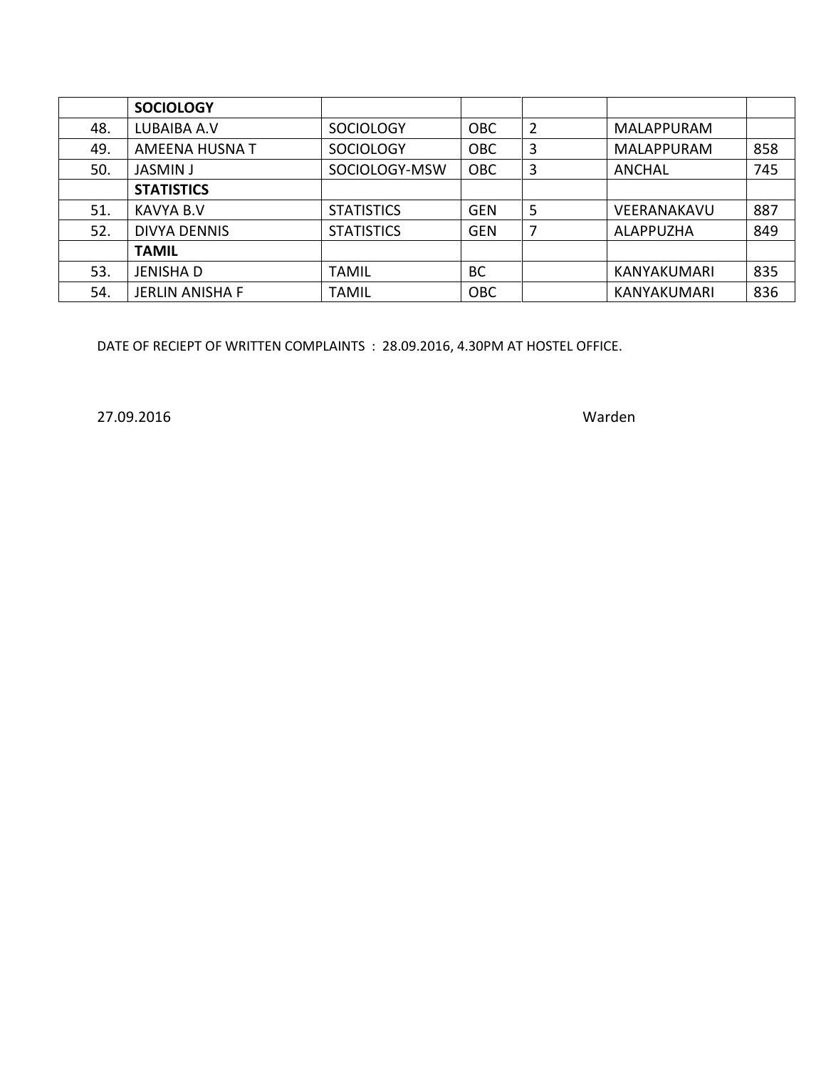| | | | | | | |
|---|---|---|---|---|---|---|
| | **SOCIOLOGY** | | | | | |
| 48. | LUBAIBA A.V | SOCIOLOGY | OBC | 2 | MALAPPURAM | |
| 49. | AMEENA HUSNA T | SOCIOLOGY | OBC | 3 | MALAPPURAM | 858 |
| 50. | JASMIN J | SOCIOLOGY-MSW | OBC | 3 | ANCHAL | 745 |
| | **STATISTICS** | | | | | |
| 51. | KAVYA B.V | STATISTICS | GEN | 5 | VEERANAKAVU | 887 |
| 52. | DIVYA DENNIS | STATISTICS | GEN | 7 | ALAPPUZHA | 849 |
| | **TAMIL** | | | | | |
| 53. | JENISHA D | TAMIL | BC | | KANYAKUMARI | 835 |
| 54. | JERLIN ANISHA F | TAMIL | OBC | | KANYAKUMARI | 836 |

DATE OF RECIEPT OF WRITTEN COMPLAINTS : 28.09.2016, 4.30PM AT HOSTEL OFFICE.

27.09.2016

Warden